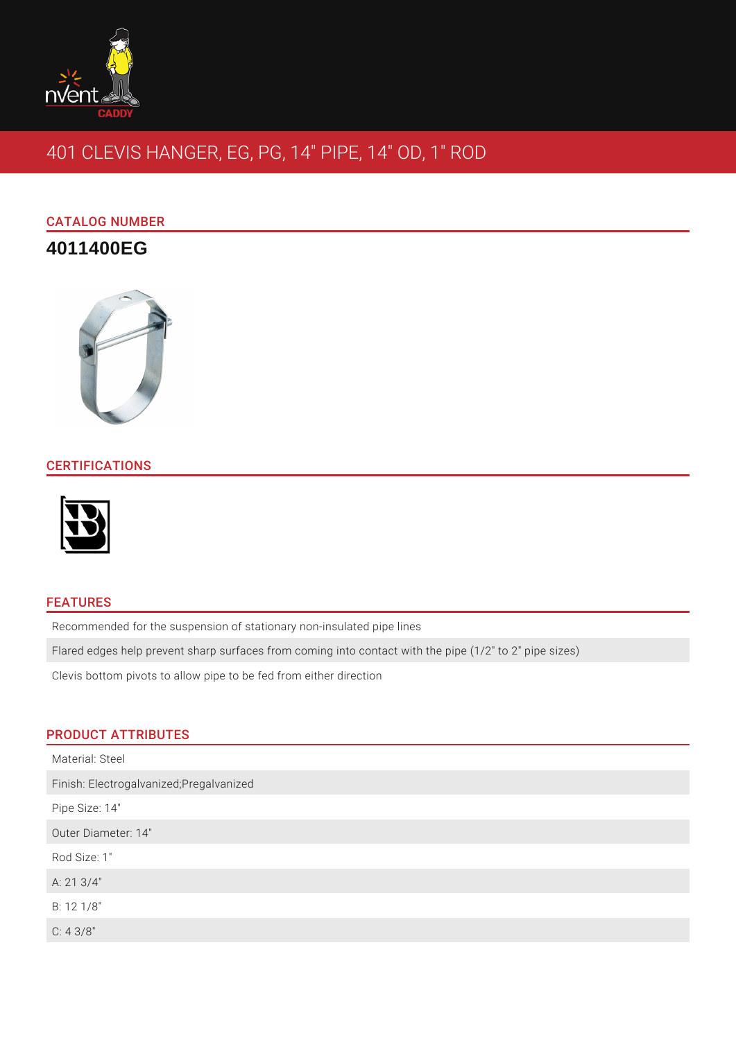# 401 CLEVIS HANGER, EG, PG, 14" PIPE, 14" OD, 1" ROD

## CATALOG NUMBER

**4011400EG**

## CERTIFICATIONS

## FEATURES

- Recommended for the suspension of stationary non-insulated pipe lines
- Flared edges help prevent sharp surfaces from coming into contact with the pipe (1/2" to 2" pipe sizes)
- Clevis bottom pivots to allow pipe to be fed from either direction

## PRODUCT ATTRIBUTES

- Material: Steel
- Finish: Electrogalvanized;Pregalvanized
- Pipe Size: 14"
- Outer Diameter: 14"
- Rod Size: 1"
- A: 21 3/4"
- B: 12 1/8"
- C: 4 3/8"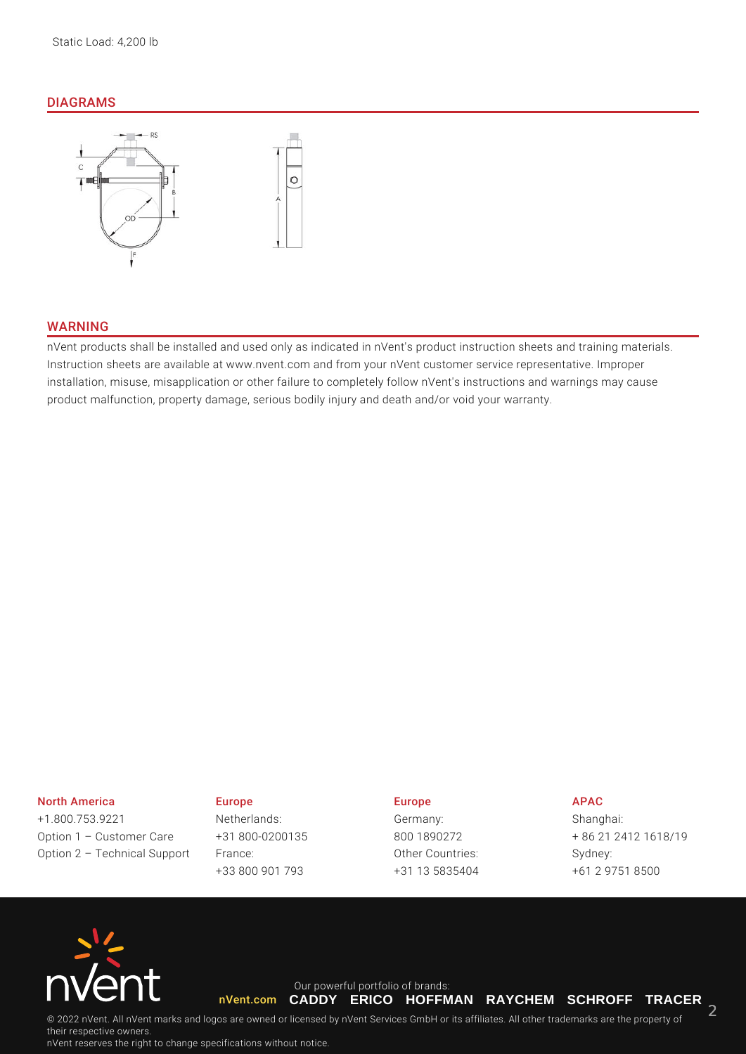Static Load: 4,200 lb

## DIAGRAMS

RS

C

B

OD

F

A

## WARNING

nVent products shall be installed and used only as indicated in nVent's product instruction sheets and training materials. Instruction sheets are available at www.nvent.com and from your nVent customer service representative. Improper installation, misuse, misapplication or other failure to completely follow nVent's instructions and warnings may cause product malfunction, property damage, serious bodily injury and death and/or void your warranty.

**North America**
+1.800.753.9221
Option 1 – Customer Care
Option 2 – Technical Support

**Europe**
Netherlands:
+31 800-0200135
France:
+33 800 901 793

**Europe**
Germany:
800 1890272
Other Countries:
+31 13 5835404

**APAC**
Shanghai:
+ 86 21 2412 1618/19
Sydney:
+61 2 9751 8500

Our powerful portfolio of brands:
nVent.com **CADDY ERICO HOFFMAN RAYCHEM SCHROFF TRACER**

© 2022 nVent. All nVent marks and logos are owned or licensed by nVent Services GmbH or its affiliates. All other trademarks are the property of their respective owners.
nVent reserves the right to change specifications without notice.